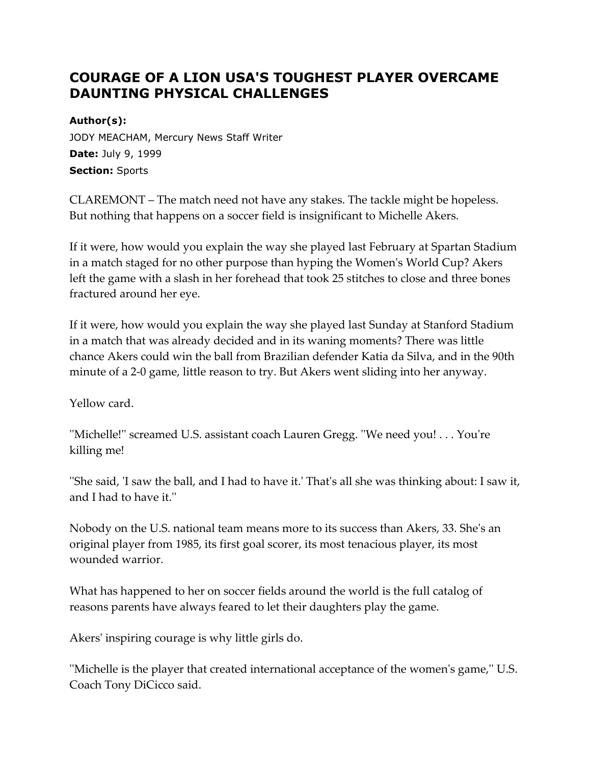# COURAGE OF A LION USA'S TOUGHEST PLAYER OVERCAME DAUNTING PHYSICAL CHALLENGES

**Author(s):**
JODY MEACHAM, Mercury News Staff Writer
**Date:** July 9, 1999
**Section:** Sports

CLAREMONT – The match need not have any stakes. The tackle might be hopeless. But nothing that happens on a soccer field is insignificant to Michelle Akers.

If it were, how would you explain the way she played last February at Spartan Stadium in a match staged for no other purpose than hyping the Women's World Cup? Akers left the game with a slash in her forehead that took 25 stitches to close and three bones fractured around her eye.

If it were, how would you explain the way she played last Sunday at Stanford Stadium in a match that was already decided and in its waning moments? There was little chance Akers could win the ball from Brazilian defender Katia da Silva, and in the 90th minute of a 2-0 game, little reason to try. But Akers went sliding into her anyway.

Yellow card.

''Michelle!'' screamed U.S. assistant coach Lauren Gregg. ''We need you! . . . You're killing me!

''She said, 'I saw the ball, and I had to have it.' That's all she was thinking about: I saw it, and I had to have it.''

Nobody on the U.S. national team means more to its success than Akers, 33. She's an original player from 1985, its first goal scorer, its most tenacious player, its most wounded warrior.

What has happened to her on soccer fields around the world is the full catalog of reasons parents have always feared to let their daughters play the game.

Akers' inspiring courage is why little girls do.

''Michelle is the player that created international acceptance of the women's game,'' U.S. Coach Tony DiCicco said.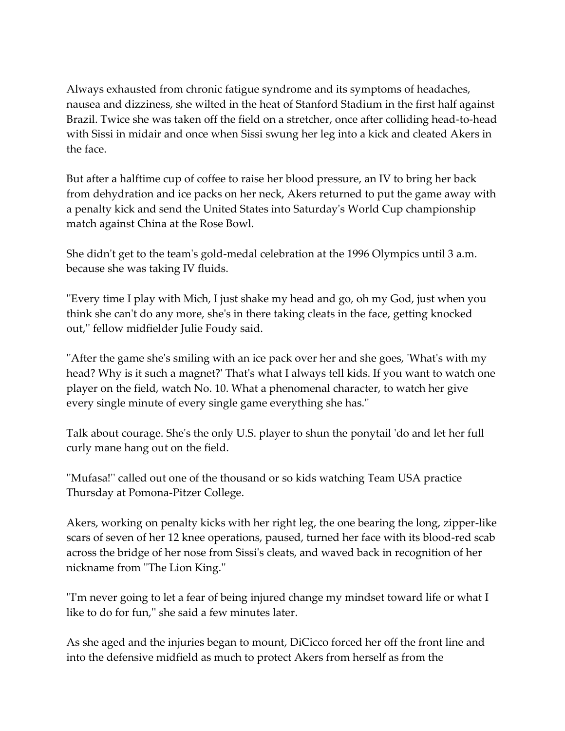Always exhausted from chronic fatigue syndrome and its symptoms of headaches, nausea and dizziness, she wilted in the heat of Stanford Stadium in the first half against Brazil. Twice she was taken off the field on a stretcher, once after colliding head-to-head with Sissi in midair and once when Sissi swung her leg into a kick and cleated Akers in the face.

But after a halftime cup of coffee to raise her blood pressure, an IV to bring her back from dehydration and ice packs on her neck, Akers returned to put the game away with a penalty kick and send the United States into Saturday's World Cup championship match against China at the Rose Bowl.

She didn't get to the team's gold-medal celebration at the 1996 Olympics until 3 a.m. because she was taking IV fluids.

''Every time I play with Mich, I just shake my head and go, oh my God, just when you think she can't do any more, she's in there taking cleats in the face, getting knocked out,'' fellow midfielder Julie Foudy said.

''After the game she's smiling with an ice pack over her and she goes, 'What's with my head? Why is it such a magnet?' That's what I always tell kids. If you want to watch one player on the field, watch No. 10. What a phenomenal character, to watch her give every single minute of every single game everything she has.''

Talk about courage. She's the only U.S. player to shun the ponytail 'do and let her full curly mane hang out on the field.

''Mufasa!'' called out one of the thousand or so kids watching Team USA practice Thursday at Pomona-Pitzer College.

Akers, working on penalty kicks with her right leg, the one bearing the long, zipper-like scars of seven of her 12 knee operations, paused, turned her face with its blood-red scab across the bridge of her nose from Sissi's cleats, and waved back in recognition of her nickname from ''The Lion King.''

''I'm never going to let a fear of being injured change my mindset toward life or what I like to do for fun,'' she said a few minutes later.

As she aged and the injuries began to mount, DiCicco forced her off the front line and into the defensive midfield as much to protect Akers from herself as from the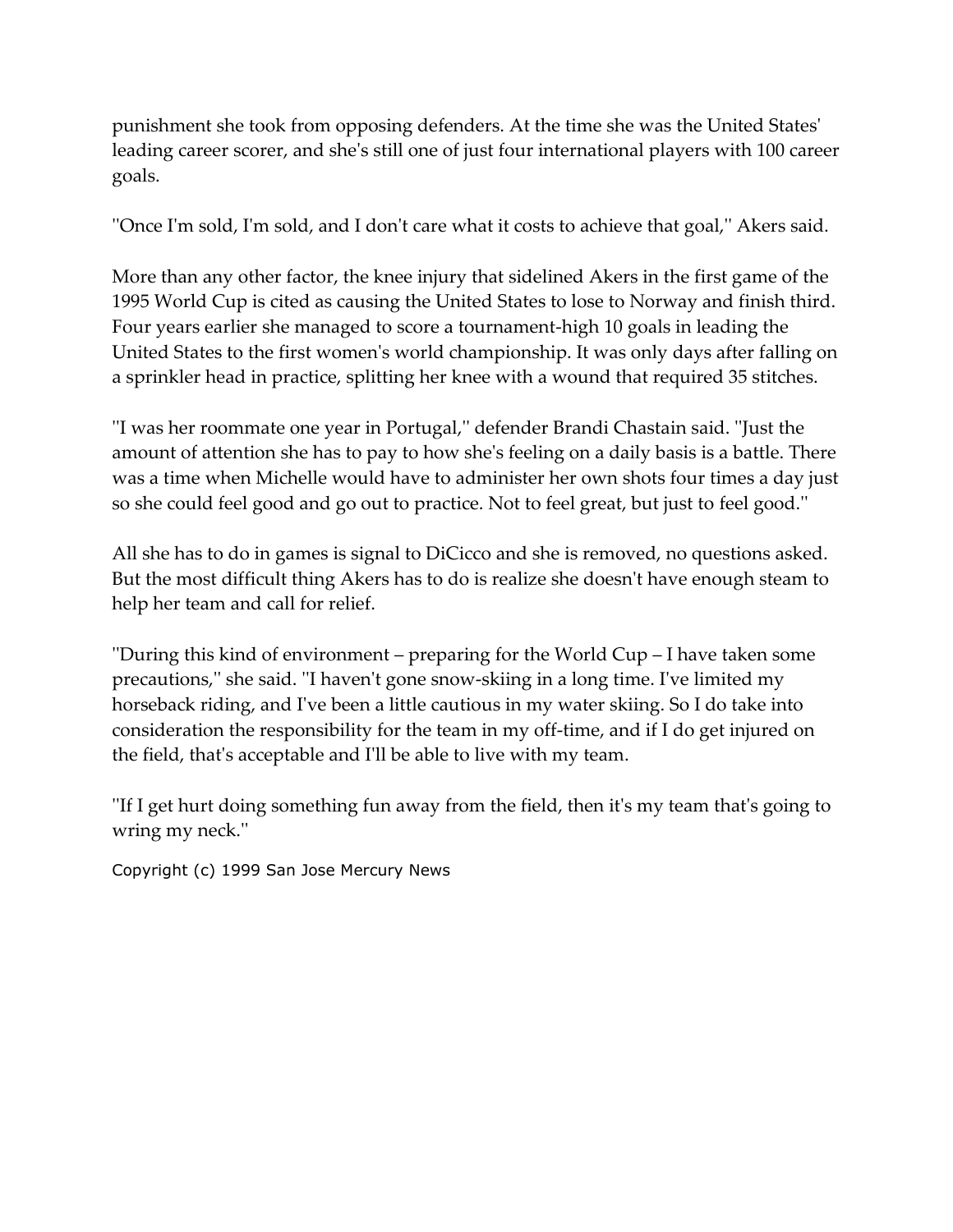punishment she took from opposing defenders. At the time she was the United States' leading career scorer, and she's still one of just four international players with 100 career goals.

''Once I'm sold, I'm sold, and I don't care what it costs to achieve that goal,'' Akers said.

More than any other factor, the knee injury that sidelined Akers in the first game of the 1995 World Cup is cited as causing the United States to lose to Norway and finish third. Four years earlier she managed to score a tournament-high 10 goals in leading the United States to the first women's world championship. It was only days after falling on a sprinkler head in practice, splitting her knee with a wound that required 35 stitches.

''I was her roommate one year in Portugal,'' defender Brandi Chastain said. ''Just the amount of attention she has to pay to how she's feeling on a daily basis is a battle. There was a time when Michelle would have to administer her own shots four times a day just so she could feel good and go out to practice. Not to feel great, but just to feel good.''

All she has to do in games is signal to DiCicco and she is removed, no questions asked. But the most difficult thing Akers has to do is realize she doesn't have enough steam to help her team and call for relief.

''During this kind of environment – preparing for the World Cup – I have taken some precautions,'' she said. ''I haven't gone snow-skiing in a long time. I've limited my horseback riding, and I've been a little cautious in my water skiing. So I do take into consideration the responsibility for the team in my off-time, and if I do get injured on the field, that's acceptable and I'll be able to live with my team.

''If I get hurt doing something fun away from the field, then it's my team that's going to wring my neck.''

Copyright (c) 1999 San Jose Mercury News